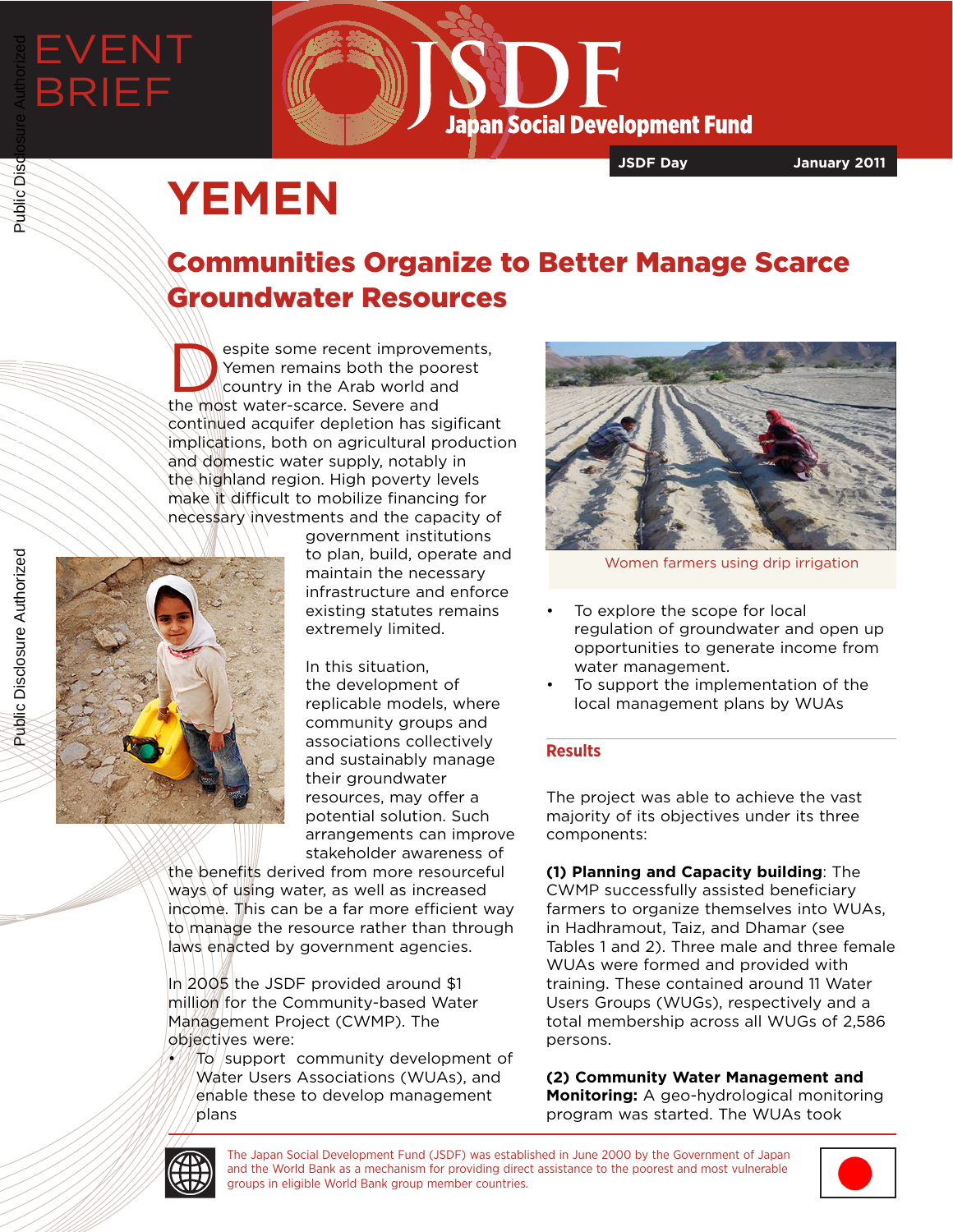EVENT BRIEF

JSDF Japan Social Development Fund

JSDF Day January 2011

# YEMEN

## Communities Organize to Better Manage Scarce Groundwater Resources

Despite some recent improvements, Yemen remains both the poorest country in the Arab world and the most water-scarce. Severe and continued acquifer depletion has sigificant implications, both on agricultural production and domestic water supply, notably in the highland region. High poverty levels make it difficult to mobilize financing for necessary investments and the capacity of government institutions to plan, build, operate and maintain the necessary infrastructure and enforce existing statutes remains extremely limited.

In this situation, the development of replicable models, where community groups and associations collectively and sustainably manage their groundwater resources, may offer a potential solution. Such arrangements can improve stakeholder awareness of the benefits derived from more resourceful ways of using water, as well as increased income. This can be a far more efficient way to manage the resource rather than through laws enacted by government agencies.

In 2005 the JSDF provided around $1 million for the Community-based Water Management Project (CWMP). The objectives were:

- To support community development of Water Users Associations (WUAs), and enable these to develop management plans
- To explore the scope for local regulation of groundwater and open up opportunities to generate income from water management.
- To support the implementation of the local management plans by WUAs

Women farmers using drip irrigation

### Results

The project was able to achieve the vast majority of its objectives under its three components:

**(1) Planning and Capacity building**: The CWMP successfully assisted beneficiary farmers to organize themselves into WUAs, in Hadhramout, Taiz, and Dhamar (see Tables 1 and 2). Three male and three female WUAs were formed and provided with training. These contained around 11 Water Users Groups (WUGs), respectively and a total membership across all WUGs of 2,586 persons.

**(2) Community Water Management and Monitoring:** A geo-hydrological monitoring program was started. The WUAs took

The Japan Social Development Fund (JSDF) was established in June 2000 by the Government of Japan and the World Bank as a mechanism for providing direct assistance to the poorest and most vulnerable groups in eligible World Bank group member countries.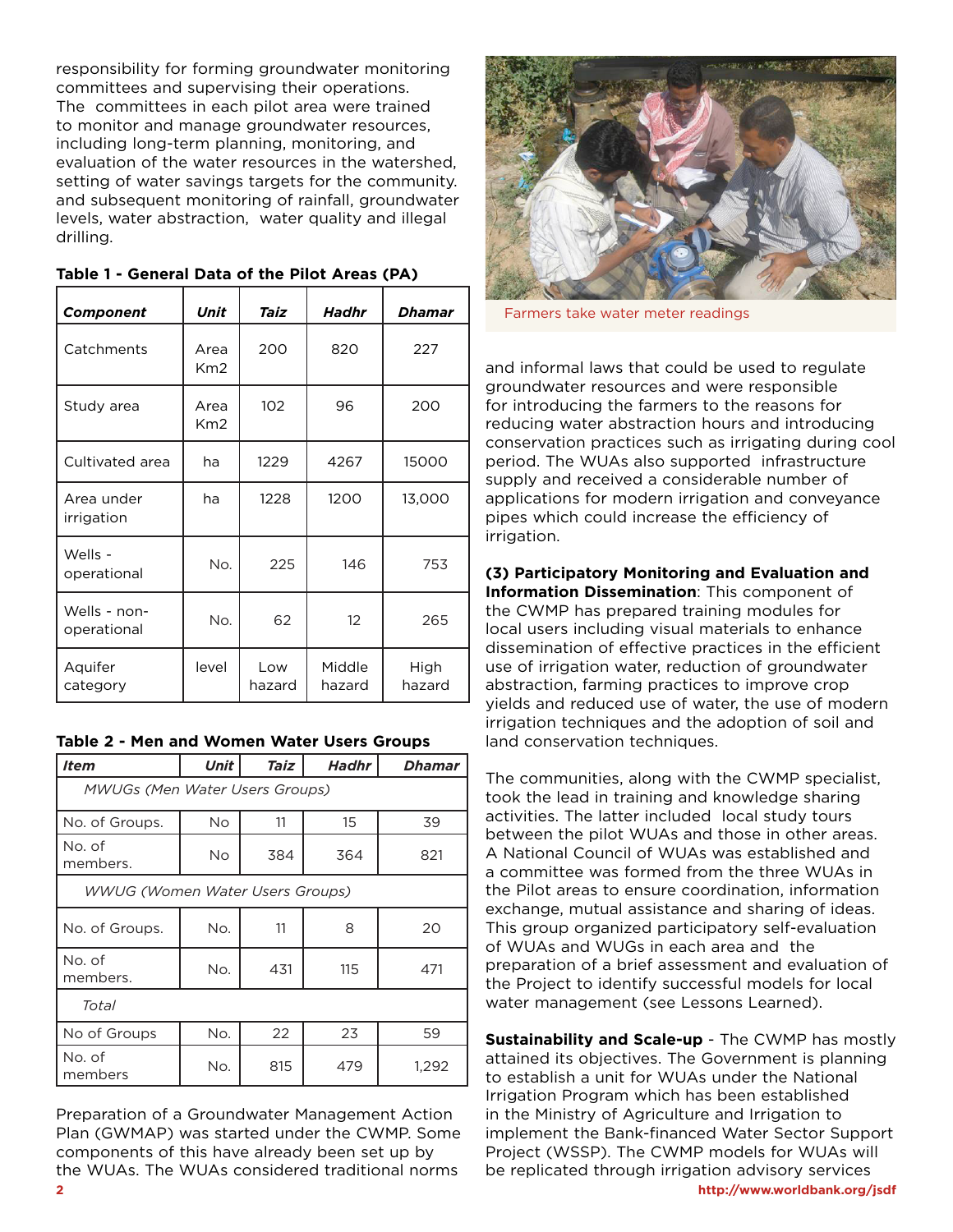responsibility for forming groundwater monitoring committees and supervising their operations. The committees in each pilot area were trained to monitor and manage groundwater resources, including long-term planning, monitoring, and evaluation of the water resources in the watershed, setting of water savings targets for the community. and subsequent monitoring of rainfall, groundwater levels, water abstraction, water quality and illegal drilling.

**Table 1 - General Data of the Pilot Areas (PA)**

| *Component* | *Unit* | *Taiz* | *Hadhr* | *Dhamar* |
|---|---|---|---|---|
| Catchments | Area Km2 | 200 | 820 | 227 |
| Study area | Area Km2 | 102 | 96 | 200 |
| Cultivated area | ha | 1229 | 4267 | 15000 |
| Area under irrigation | ha | 1228 | 1200 | 13,000 |
| Wells - operational | No. | 225 | 146 | 753 |
| Wells - non-operational | No. | 62 | 12 | 265 |
| Aquifer category | level | Low hazard | Middle hazard | High hazard |

**Table 2 - Men and Women Water Users Groups**

| *Item* | *Unit* | *Taiz* | *Hadhr* | *Dhamar* |
|---|---|---|---|---|
| *MWUGs (Men Water Users Groups)* | | | | |
| No. of Groups. | No | 11 | 15 | 39 |
| No. of members. | No | 384 | 364 | 821 |
| *WWUG (Women Water Users Groups)* | | | | |
| No. of Groups. | No. | 11 | 8 | 20 |
| No. of members. | No. | 431 | 115 | 471 |
| *Total* | | | | |
| No of Groups | No. | 22 | 23 | 59 |
| No. of members | No. | 815 | 479 | 1,292 |

Preparation of a Groundwater Management Action Plan (GWMAP) was started under the CWMP. Some components of this have already been set up by the WUAs. The WUAs considered traditional norms and informal laws that could be used to regulate groundwater resources and were responsible for introducing the farmers to the reasons for reducing water abstraction hours and introducing conservation practices such as irrigating during cool period. The WUAs also supported infrastructure supply and received a considerable number of applications for modern irrigation and conveyance pipes which could increase the efficiency of irrigation.

Farmers take water meter readings

**(3) Participatory Monitoring and Evaluation and Information Dissemination**: This component of the CWMP has prepared training modules for local users including visual materials to enhance dissemination of effective practices in the efficient use of irrigation water, reduction of groundwater abstraction, farming practices to improve crop yields and reduced use of water, the use of modern irrigation techniques and the adoption of soil and land conservation techniques.

The communities, along with the CWMP specialist, took the lead in training and knowledge sharing activities. The latter included local study tours between the pilot WUAs and those in other areas. A National Council of WUAs was established and a committee was formed from the three WUAs in the Pilot areas to ensure coordination, information exchange, mutual assistance and sharing of ideas. This group organized participatory self-evaluation of WUAs and WUGs in each area and the preparation of a brief assessment and evaluation of the Project to identify successful models for local water management (see Lessons Learned).

**Sustainability and Scale-up** - The CWMP has mostly attained its objectives. The Government is planning to establish a unit for WUAs under the National Irrigation Program which has been established in the Ministry of Agriculture and Irrigation to implement the Bank-financed Water Sector Support Project (WSSP). The CWMP models for WUAs will be replicated through irrigation advisory services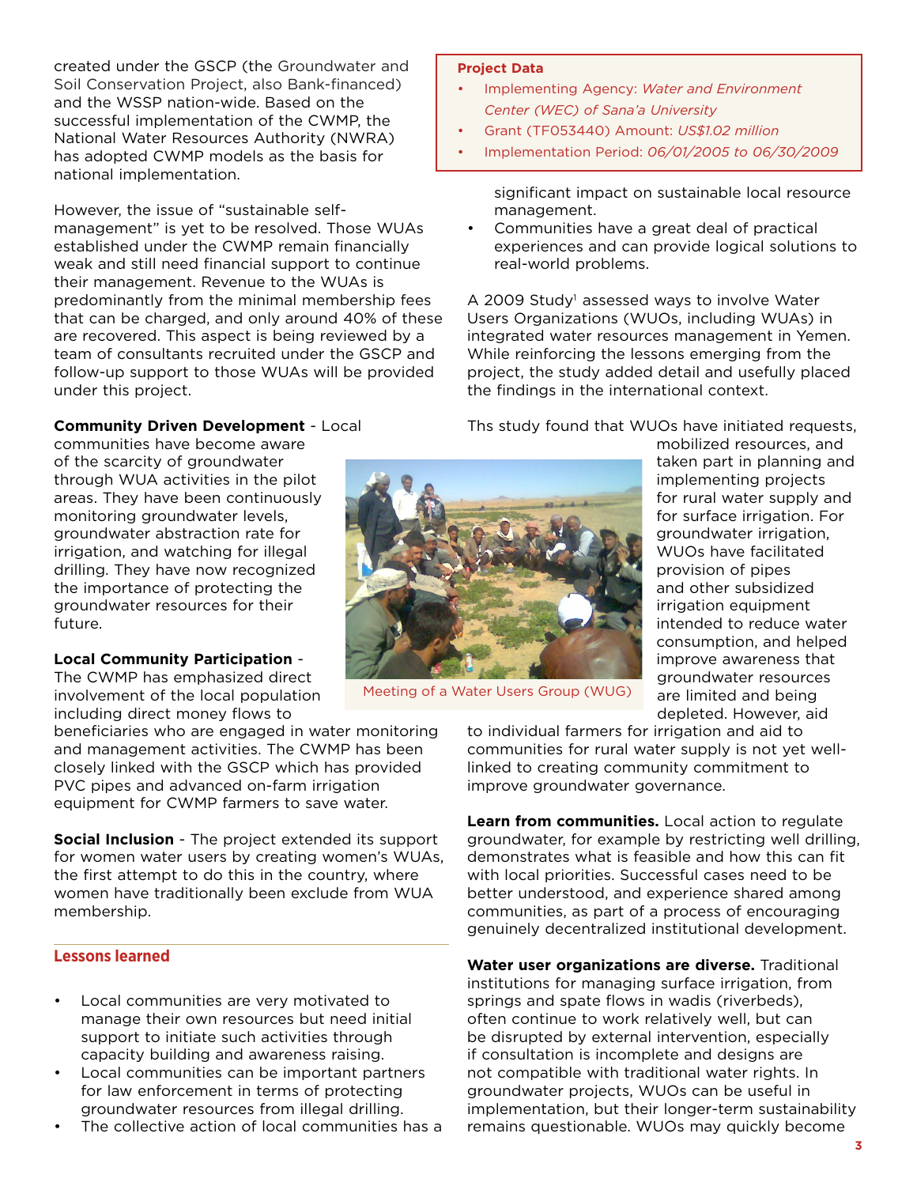created under the GSCP (the Groundwater and Soil Conservation Project, also Bank-financed) and the WSSP nation-wide. Based on the successful implementation of the CWMP, the National Water Resources Authority (NWRA) has adopted CWMP models as the basis for national implementation.

However, the issue of "sustainable self-management" is yet to be resolved. Those WUAs established under the CWMP remain financially weak and still need financial support to continue their management. Revenue to the WUAs is predominantly from the minimal membership fees that can be charged, and only around 40% of these are recovered. This aspect is being reviewed by a team of consultants recruited under the GSCP and follow-up support to those WUAs will be provided under this project.

**Community Driven Development** - Local communities have become aware of the scarcity of groundwater through WUA activities in the pilot areas. They have been continuously monitoring groundwater levels, groundwater abstraction rate for irrigation, and watching for illegal drilling. They have now recognized the importance of protecting the groundwater resources for their future.

**Local Community Participation** - The CWMP has emphasized direct involvement of the local population including direct money flows to beneficiaries who are engaged in water monitoring and management activities. The CWMP has been closely linked with the GSCP which has provided PVC pipes and advanced on-farm irrigation equipment for CWMP farmers to save water.

**Social Inclusion** - The project extended its support for women water users by creating women's WUAs, the first attempt to do this in the country, where women have traditionally been exclude from WUA membership.

## Lessons learned

- Local communities are very motivated to manage their own resources but need initial support to initiate such activities through capacity building and awareness raising.
- Local communities can be important partners for law enforcement in terms of protecting groundwater resources from illegal drilling.
- The collective action of local communities has a significant impact on sustainable local resource management.
- Communities have a great deal of practical experiences and can provide logical solutions to real-world problems.

**Project Data**

- Implementing Agency: *Water and Environment Center (WEC) of Sana'a University*
- Grant (TF053440) Amount: *US$1.02 million*
- Implementation Period: *06/01/2005 to 06/30/2009*

A 2009 Study[1] assessed ways to involve Water Users Organizations (WUOs, including WUAs) in integrated water resources management in Yemen. While reinforcing the lessons emerging from the project, the study added detail and usefully placed the findings in the international context.

Ths study found that WUOs have initiated requests, mobilized resources, and taken part in planning and implementing projects for rural water supply and for surface irrigation. For groundwater irrigation, WUOs have facilitated provision of pipes and other subsidized irrigation equipment intended to reduce water consumption, and helped improve awareness that groundwater resources are limited and being depleted. However, aid to individual farmers for irrigation and aid to communities for rural water supply is not yet well-linked to creating community commitment to improve groundwater governance.

Meeting of a Water Users Group (WUG)

**Learn from communities.** Local action to regulate groundwater, for example by restricting well drilling, demonstrates what is feasible and how this can fit with local priorities. Successful cases need to be better understood, and experience shared among communities, as part of a process of encouraging genuinely decentralized institutional development.

**Water user organizations are diverse.** Traditional institutions for managing surface irrigation, from springs and spate flows in wadis (riverbeds), often continue to work relatively well, but can be disrupted by external intervention, especially if consultation is incomplete and designs are not compatible with traditional water rights. In groundwater projects, WUOs can be useful in implementation, but their longer-term sustainability remains questionable. WUOs may quickly become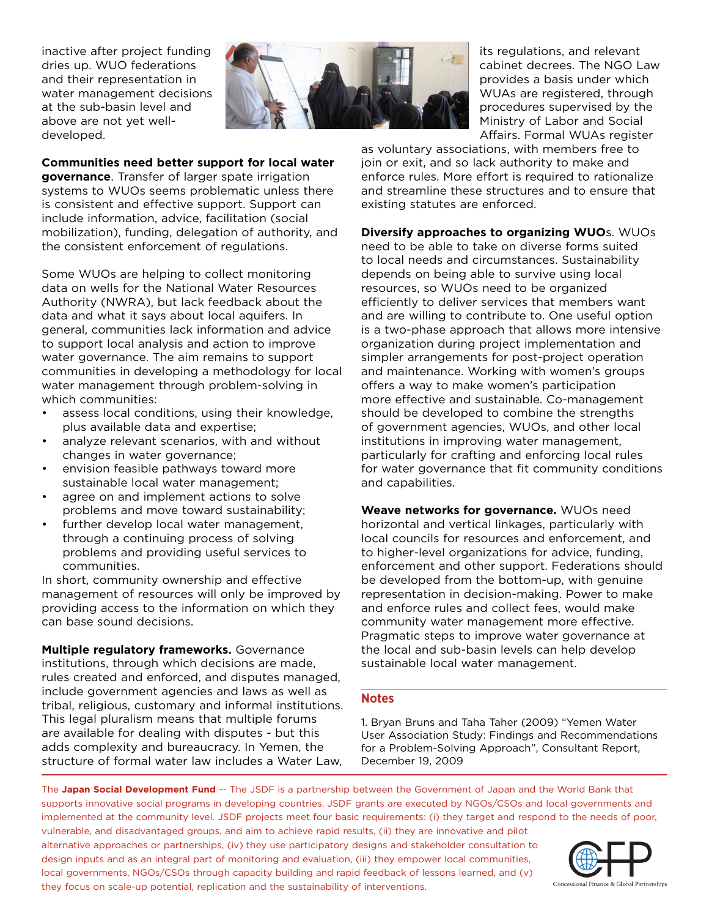inactive after project funding dries up. WUO federations and their representation in water management decisions at the sub-basin level and above are not yet well-developed.

**Communities need better support for local water governance**. Transfer of larger spate irrigation systems to WUOs seems problematic unless there is consistent and effective support. Support can include information, advice, facilitation (social mobilization), funding, delegation of authority, and the consistent enforcement of regulations.

Some WUOs are helping to collect monitoring data on wells for the National Water Resources Authority (NWRA), but lack feedback about the data and what it says about local aquifers. In general, communities lack information and advice to support local analysis and action to improve water governance. The aim remains to support communities in developing a methodology for local water management through problem-solving in which communities:

- assess local conditions, using their knowledge, plus available data and expertise;
- analyze relevant scenarios, with and without changes in water governance;
- envision feasible pathways toward more sustainable local water management;
- agree on and implement actions to solve problems and move toward sustainability;
- further develop local water management, through a continuing process of solving problems and providing useful services to communities.

In short, community ownership and effective management of resources will only be improved by providing access to the information on which they can base sound decisions.

**Multiple regulatory frameworks.** Governance institutions, through which decisions are made, rules created and enforced, and disputes managed, include government agencies and laws as well as tribal, religious, customary and informal institutions. This legal pluralism means that multiple forums are available for dealing with disputes - but this adds complexity and bureaucracy. In Yemen, the structure of formal water law includes a Water Law, its regulations, and relevant cabinet decrees. The NGO Law provides a basis under which WUAs are registered, through procedures supervised by the Ministry of Labor and Social Affairs. Formal WUAs register as voluntary associations, with members free to join or exit, and so lack authority to make and enforce rules. More effort is required to rationalize and streamline these structures and to ensure that existing statutes are enforced.

**Diversify approaches to organizing WUO**s. WUOs need to be able to take on diverse forms suited to local needs and circumstances. Sustainability depends on being able to survive using local resources, so WUOs need to be organized efficiently to deliver services that members want and are willing to contribute to. One useful option is a two-phase approach that allows more intensive organization during project implementation and simpler arrangements for post-project operation and maintenance. Working with women's groups offers a way to make women's participation more effective and sustainable. Co-management should be developed to combine the strengths of government agencies, WUOs, and other local institutions in improving water management, particularly for crafting and enforcing local rules for water governance that fit community conditions and capabilities.

**Weave networks for governance.** WUOs need horizontal and vertical linkages, particularly with local councils for resources and enforcement, and to higher-level organizations for advice, funding, enforcement and other support. Federations should be developed from the bottom-up, with genuine representation in decision-making. Power to make and enforce rules and collect fees, would make community water management more effective. Pragmatic steps to improve water governance at the local and sub-basin levels can help develop sustainable local water management.

## Notes

1. Bryan Bruns and Taha Taher (2009) "Yemen Water User Association Study: Findings and Recommendations for a Problem-Solving Approach", Consultant Report, December 19, 2009

The **Japan Social Development Fund** -- The JSDF is a partnership between the Government of Japan and the World Bank that supports innovative social programs in developing countries. JSDF grants are executed by NGOs/CSOs and local governments and implemented at the community level. JSDF projects meet four basic requirements: (i) they target and respond to the needs of poor, vulnerable, and disadvantaged groups, and aim to achieve rapid results, (ii) they are innovative and pilot alternative approaches or partnerships, (iv) they use participatory designs and stakeholder consultation to design inputs and as an integral part of monitoring and evaluation, (iii) they empower local communities, local governments, NGOs/CSOs through capacity building and rapid feedback of lessons learned, and (v) they focus on scale-up potential, replication and the sustainability of interventions.

CFP
Concessional Finance & Global Partnerships